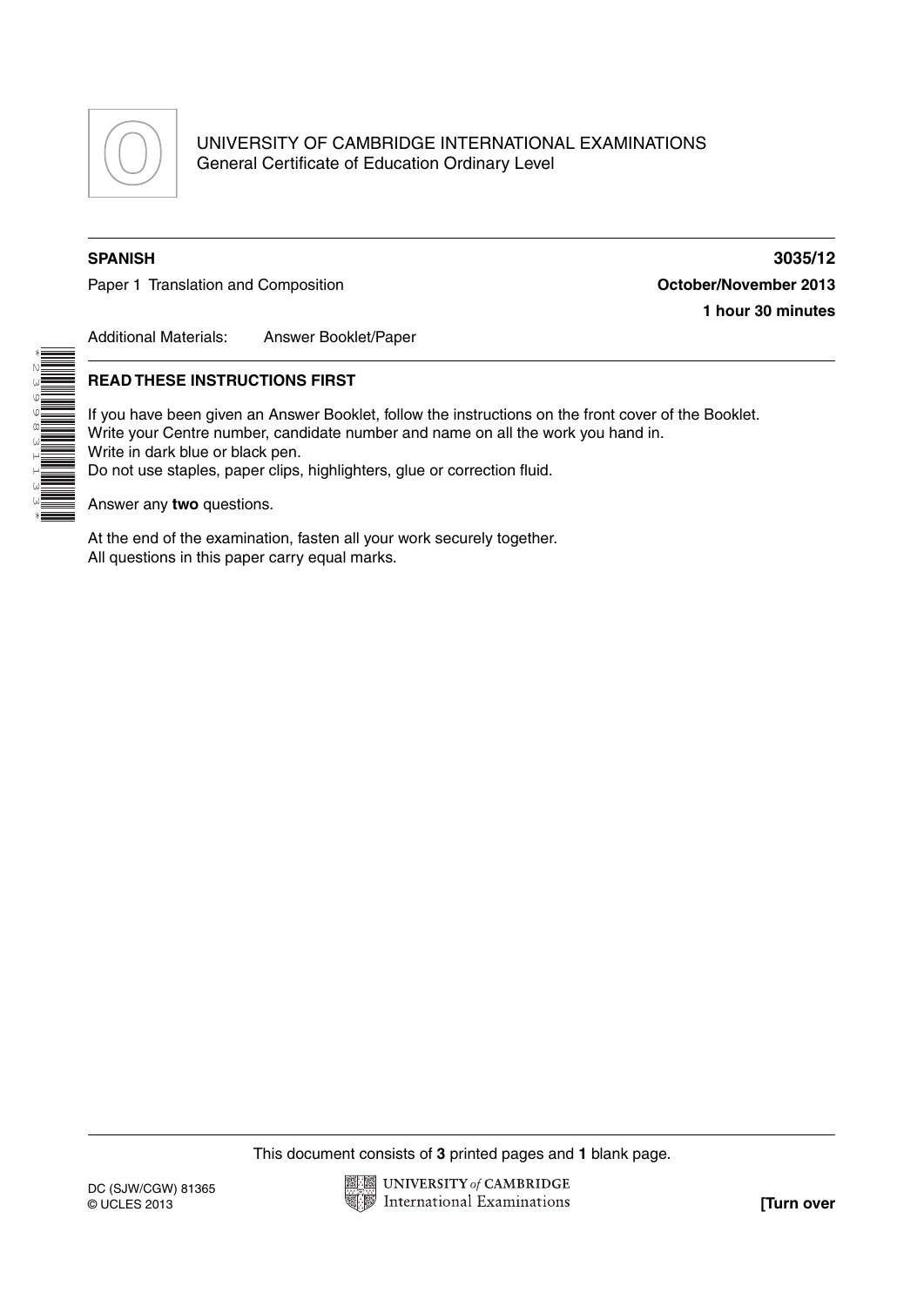UNIVERSITY OF CAMBRIDGE INTERNATIONAL EXAMINATIONS
General Certificate of Education Ordinary Level

**SPANISH** **3035/12**

Paper 1 Translation and Composition **October/November 2013**

**1 hour 30 minutes**

Additional Materials: Answer Booklet/Paper

**READ THESE INSTRUCTIONS FIRST**

If you have been given an Answer Booklet, follow the instructions on the front cover of the Booklet.
Write your Centre number, candidate number and name on all the work you hand in.
Write in dark blue or black pen.
Do not use staples, paper clips, highlighters, glue or correction fluid.

Answer any **two** questions.

At the end of the examination, fasten all your work securely together.
All questions in this paper carry equal marks.

This document consists of **3** printed pages and **1** blank page.

DC (SJW/CGW) 81365
© UCLES 2013

**[Turn over**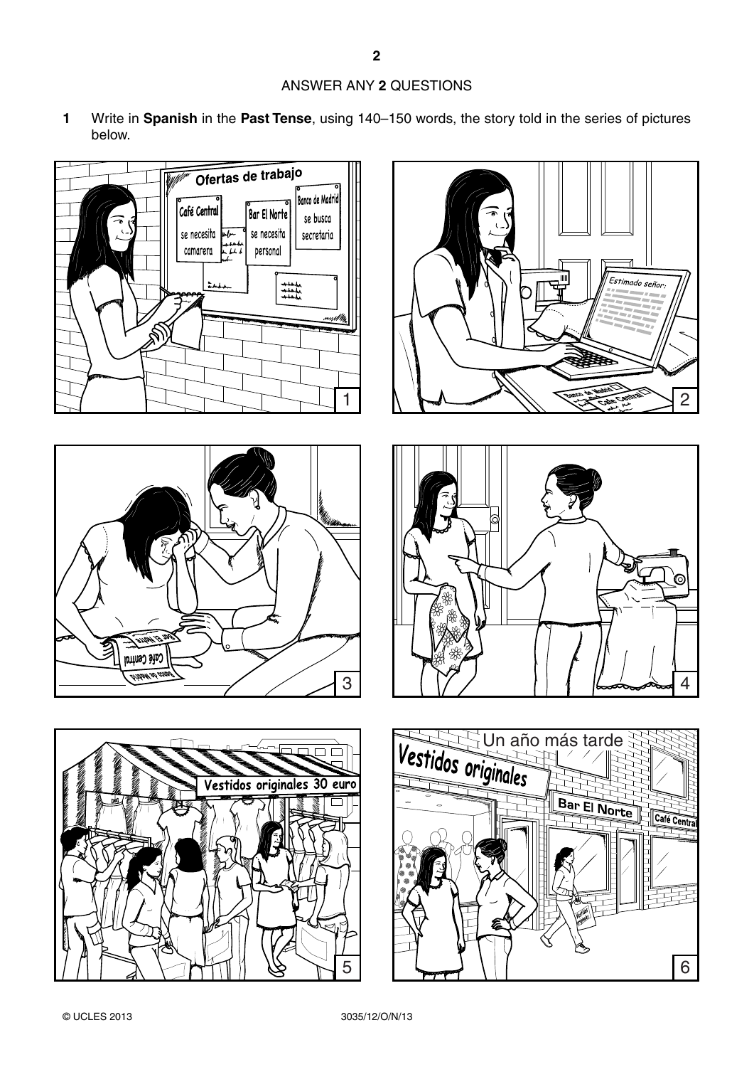ANSWER ANY **2** QUESTIONS

**1** Write in **Spanish** in the **Past Tense**, using 140–150 words, the story told in the series of pictures below.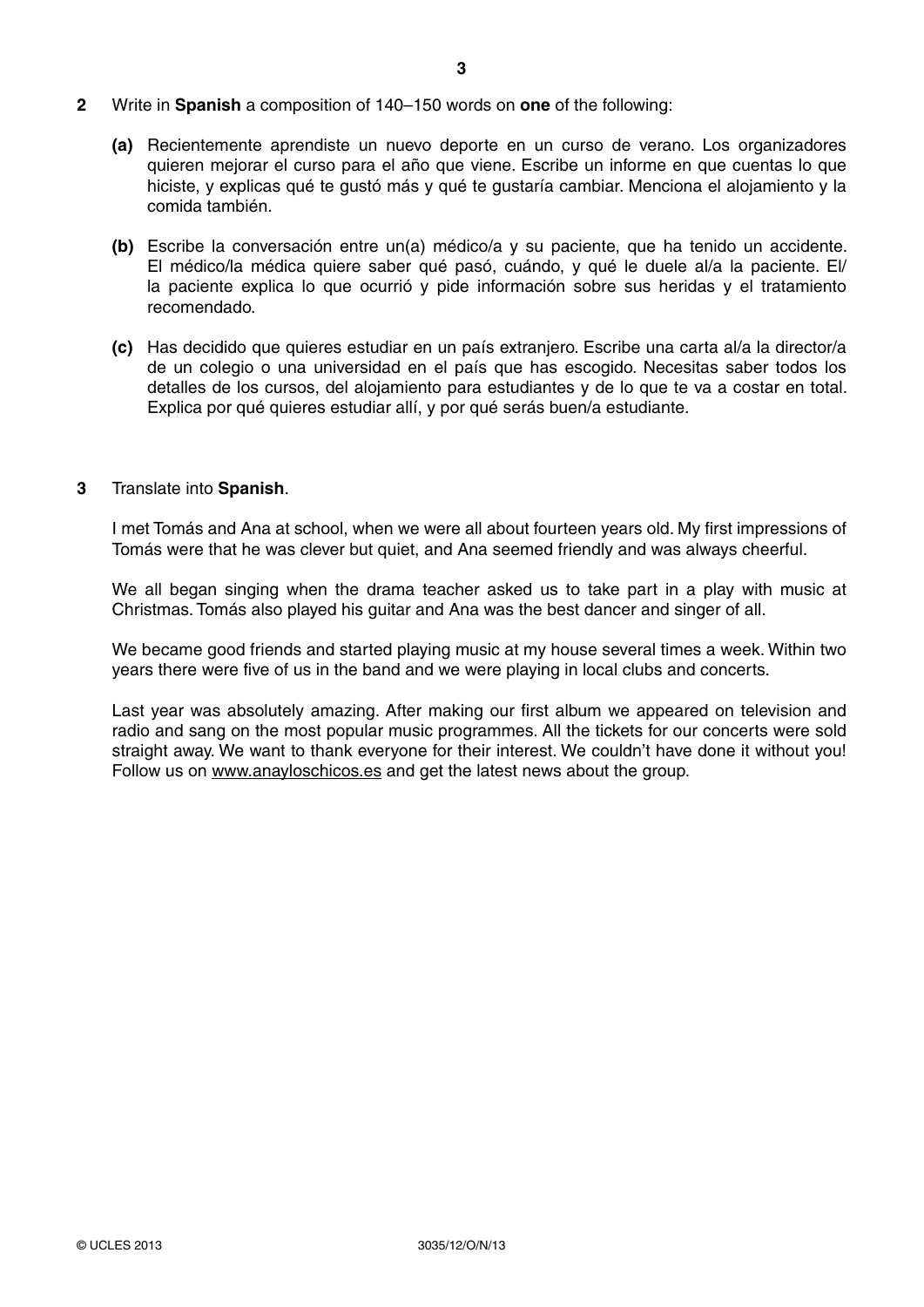**2** Write in **Spanish** a composition of 140–150 words on **one** of the following:

**(a)** Recientemente aprendiste un nuevo deporte en un curso de verano. Los organizadores quieren mejorar el curso para el año que viene. Escribe un informe en que cuentas lo que hiciste, y explicas qué te gustó más y qué te gustaría cambiar. Menciona el alojamiento y la comida también.

**(b)** Escribe la conversación entre un(a) médico/a y su paciente, que ha tenido un accidente. El médico/la médica quiere saber qué pasó, cuándo, y qué le duele al/a la paciente. El/la paciente explica lo que ocurrió y pide información sobre sus heridas y el tratamiento recomendado.

**(c)** Has decidido que quieres estudiar en un país extranjero. Escribe una carta al/a la director/a de un colegio o una universidad en el país que has escogido. Necesitas saber todos los detalles de los cursos, del alojamiento para estudiantes y de lo que te va a costar en total. Explica por qué quieres estudiar allí, y por qué serás buen/a estudiante.

**3** Translate into **Spanish**.

I met Tomás and Ana at school, when we were all about fourteen years old. My first impressions of Tomás were that he was clever but quiet, and Ana seemed friendly and was always cheerful.

We all began singing when the drama teacher asked us to take part in a play with music at Christmas. Tomás also played his guitar and Ana was the best dancer and singer of all.

We became good friends and started playing music at my house several times a week. Within two years there were five of us in the band and we were playing in local clubs and concerts.

Last year was absolutely amazing. After making our first album we appeared on television and radio and sang on the most popular music programmes. All the tickets for our concerts were sold straight away. We want to thank everyone for their interest. We couldn't have done it without you! Follow us on www.anayloschicos.es and get the latest news about the group.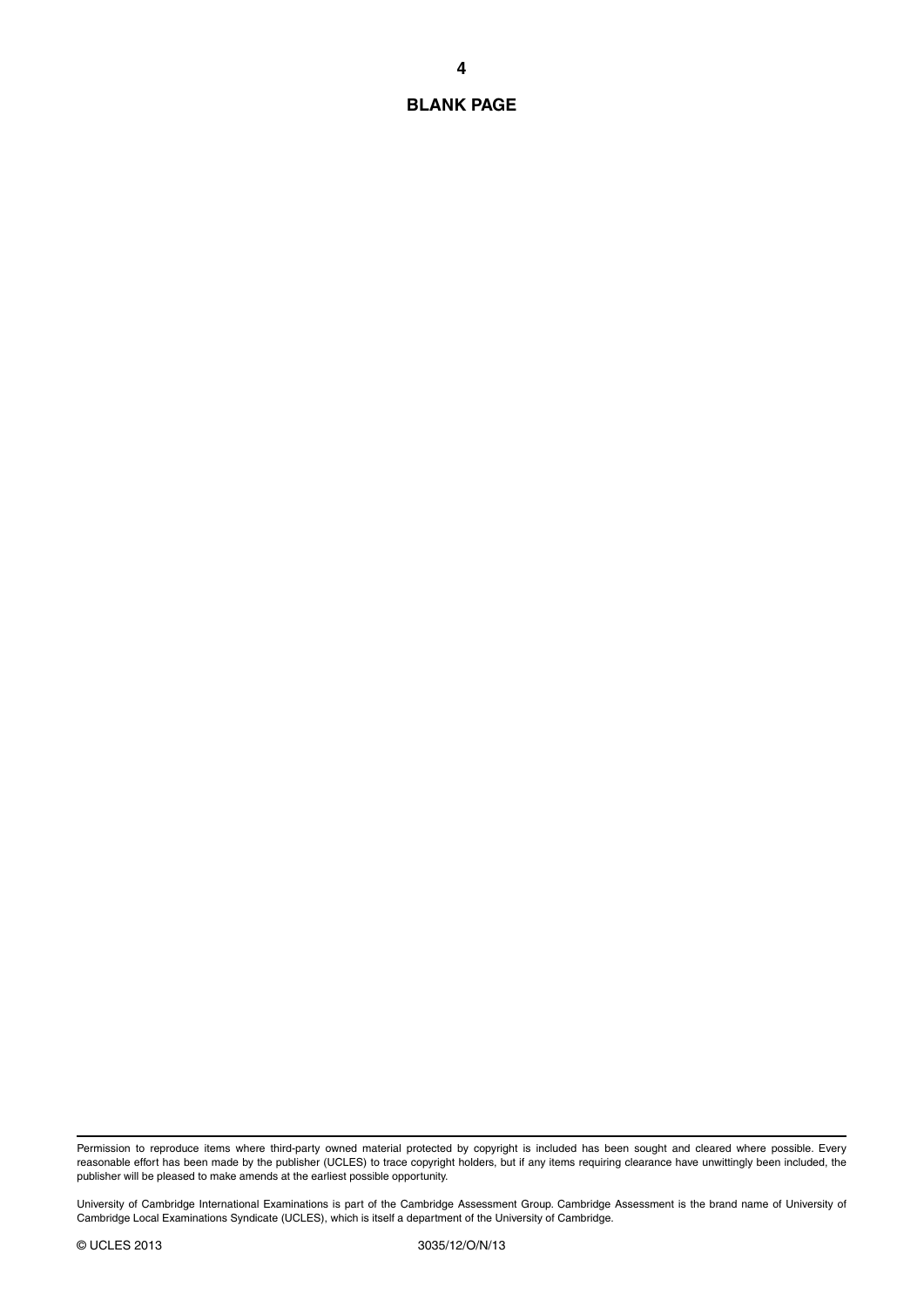**BLANK PAGE**

Permission to reproduce items where third-party owned material protected by copyright is included has been sought and cleared where possible. Every reasonable effort has been made by the publisher (UCLES) to trace copyright holders, but if any items requiring clearance have unwittingly been included, the publisher will be pleased to make amends at the earliest possible opportunity.

University of Cambridge International Examinations is part of the Cambridge Assessment Group. Cambridge Assessment is the brand name of University of Cambridge Local Examinations Syndicate (UCLES), which is itself a department of the University of Cambridge.

© UCLES 2013 3035/12/O/N/13